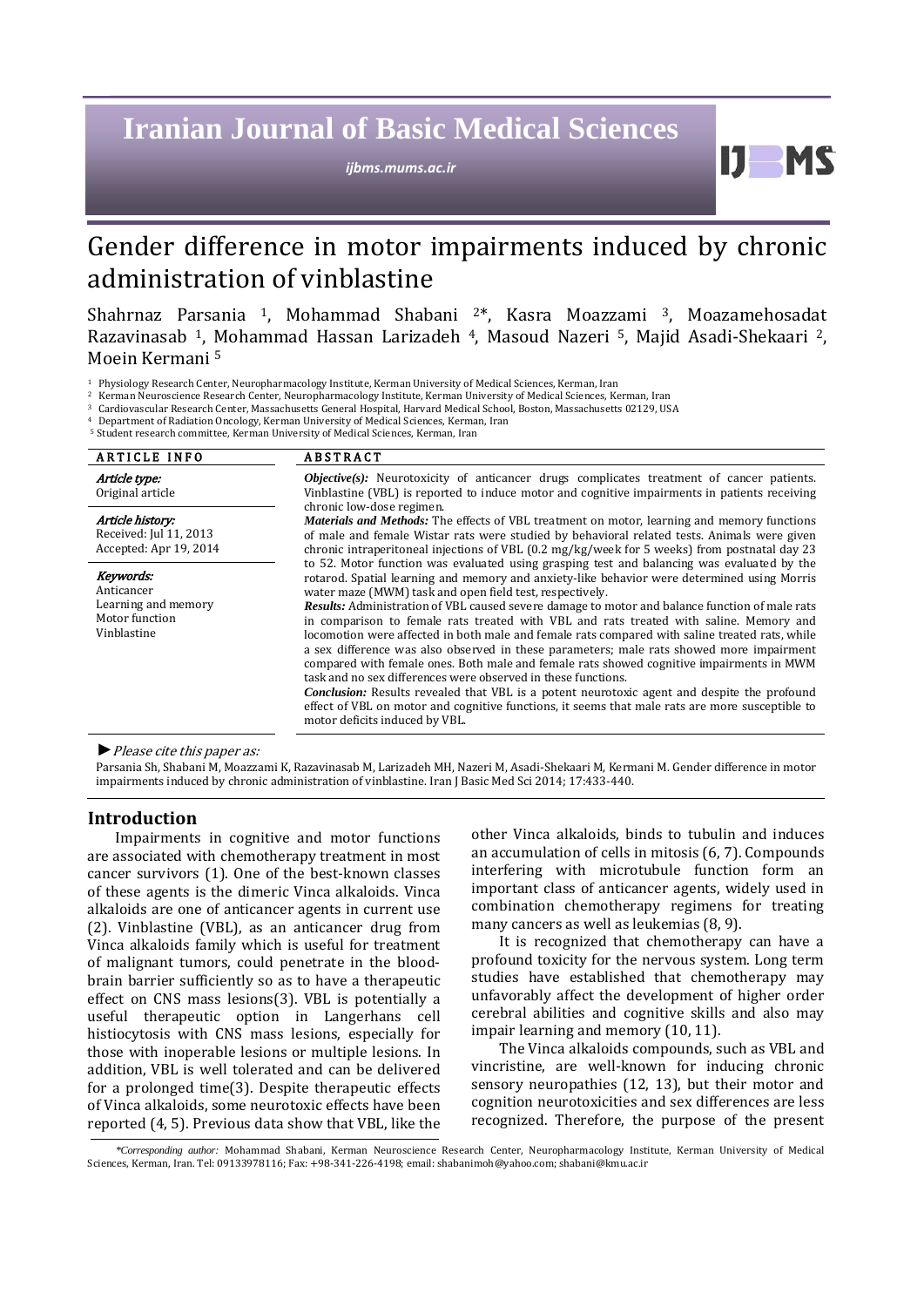# Gender difference in motor impairments induced by chronic administration of vinblastine

Shahrnaz Parsania [1], Mohammad Shabani [2]*, Kasra Moazzami [3], Moazamehosadat Razavinasab [1], Mohammad Hassan Larizadeh [4], Masoud Nazeri [5], Majid Asadi-Shekaari [2], Moein Kermani [5]

[1] Physiology Research Center, Neuropharmacology Institute, Kerman University of Medical Sciences, Kerman, Iran
[2] Kerman Neuroscience Research Center, Neuropharmacology Institute, Kerman University of Medical Sciences, Kerman, Iran
[3] Cardiovascular Research Center, Massachusetts General Hospital, Harvard Medical School, Boston, Massachusetts 02129, USA
[4] Department of Radiation Oncology, Kerman University of Medical Sciences, Kerman, Iran
[5] Student research committee, Kerman University of Medical Sciences, Kerman, Iran

**ARTICLE INFO**

*Article type:*
Original article

*Article history:*
Received: Jul 11, 2013
Accepted: Apr 19, 2014

*Keywords:*
Anticancer
Learning and memory
Motor function
Vinblastine

**ABSTRACT**

***Objective(s):*** Neurotoxicity of anticancer drugs complicates treatment of cancer patients. Vinblastine (VBL) is reported to induce motor and cognitive impairments in patients receiving chronic low-dose regimen.

***Materials and Methods:*** The effects of VBL treatment on motor, learning and memory functions of male and female Wistar rats were studied by behavioral related tests. Animals were given chronic intraperitoneal injections of VBL (0.2 mg/kg/week for 5 weeks) from postnatal day 23 to 52. Motor function was evaluated using grasping test and balancing was evaluated by the rotarod. Spatial learning and memory and anxiety-like behavior were determined using Morris water maze (MWM) task and open field test, respectively.

***Results:*** Administration of VBL caused severe damage to motor and balance function of male rats in comparison to female rats treated with VBL and rats treated with saline. Memory and locomotion were affected in both male and female rats compared with saline treated rats, while a sex difference was also observed in these parameters; male rats showed more impairment compared with female ones. Both male and female rats showed cognitive impairments in MWM task and no sex differences were observed in these functions.

***Conclusion:*** Results revealed that VBL is a potent neurotoxic agent and despite the profound effect of VBL on motor and cognitive functions, it seems that male rats are more susceptible to motor deficits induced by VBL.

► *Please cite this paper as:*

Parsania Sh, Shabani M, Moazzami K, Razavinasab M, Larizadeh MH, Nazeri M, Asadi-Shekaari M, Kermani M. Gender difference in motor impairments induced by chronic administration of vinblastine. Iran J Basic Med Sci 2014; 17:433-440.

## Introduction

Impairments in cognitive and motor functions are associated with chemotherapy treatment in most cancer survivors (1). One of the best-known classes of these agents is the dimeric Vinca alkaloids. Vinca alkaloids are one of anticancer agents in current use (2). Vinblastine (VBL), as an anticancer drug from Vinca alkaloids family which is useful for treatment of malignant tumors, could penetrate in the blood-brain barrier sufficiently so as to have a therapeutic effect on CNS mass lesions(3). VBL is potentially a useful therapeutic option in Langerhans cell histiocytosis with CNS mass lesions, especially for those with inoperable lesions or multiple lesions. In addition, VBL is well tolerated and can be delivered for a prolonged time(3). Despite therapeutic effects of Vinca alkaloids, some neurotoxic effects have been reported (4, 5). Previous data show that VBL, like the other Vinca alkaloids, binds to tubulin and induces an accumulation of cells in mitosis (6, 7). Compounds interfering with microtubule function form an important class of anticancer agents, widely used in combination chemotherapy regimens for treating many cancers as well as leukemias (8, 9).

It is recognized that chemotherapy can have a profound toxicity for the nervous system. Long term studies have established that chemotherapy may unfavorably affect the development of higher order cerebral abilities and cognitive skills and also may impair learning and memory (10, 11).

The Vinca alkaloids compounds, such as VBL and vincristine, are well-known for inducing chronic sensory neuropathies (12, 13), but their motor and cognition neurotoxicities and sex differences are less recognized. Therefore, the purpose of the present

*\*Corresponding author:* Mohammad Shabani, Kerman Neuroscience Research Center, Neuropharmacology Institute, Kerman University of Medical Sciences, Kerman, Iran. Tel: 09133978116; Fax: +98-341-226-4198; email: shabanimoh@yahoo.com; shabani@kmu.ac.ir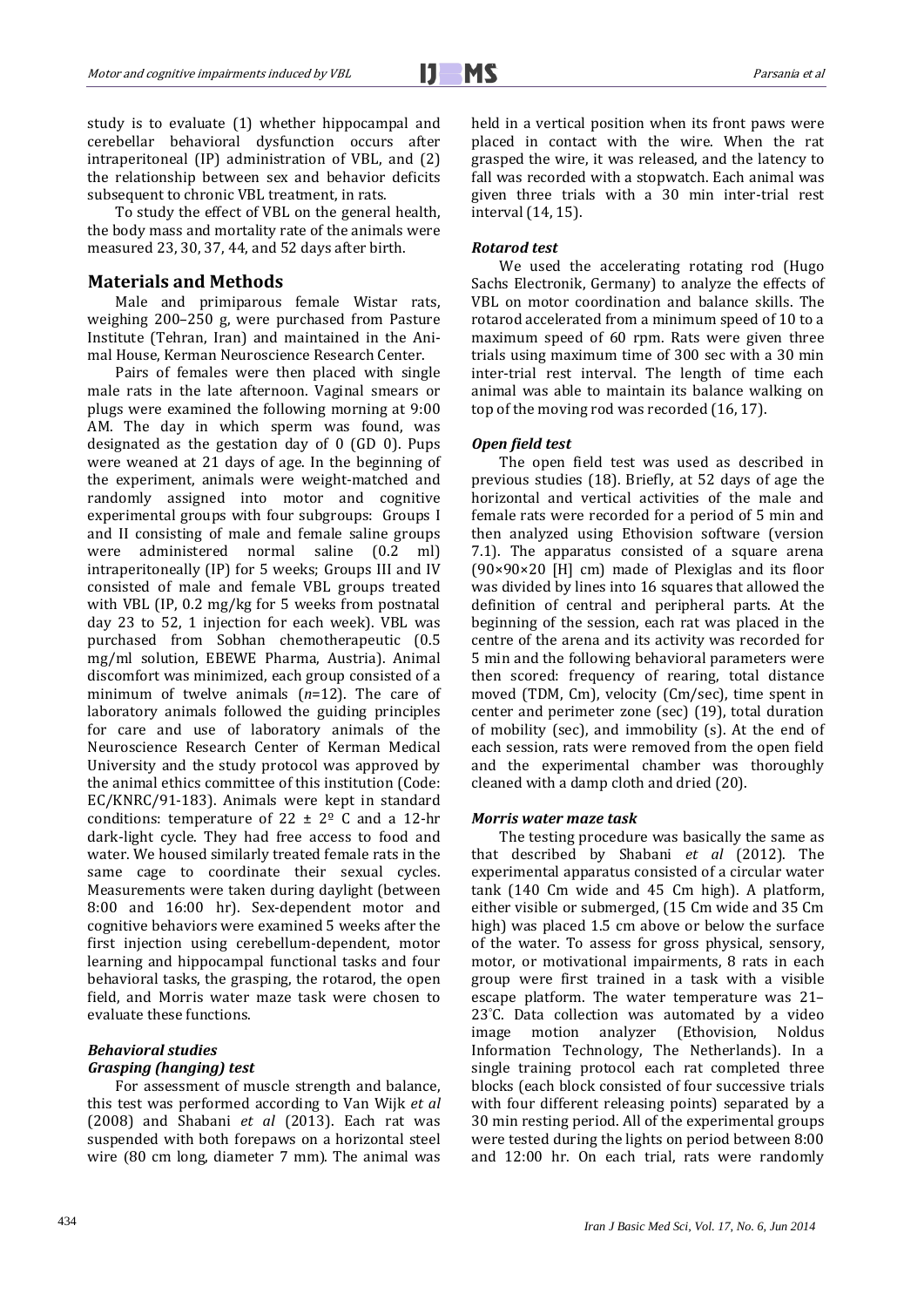study is to evaluate (1) whether hippocampal and cerebellar behavioral dysfunction occurs after intraperitoneal (IP) administration of VBL, and (2) the relationship between sex and behavior deficits subsequent to chronic VBL treatment, in rats.

To study the effect of VBL on the general health, the body mass and mortality rate of the animals were measured 23, 30, 37, 44, and 52 days after birth.

## Materials and Methods

Male and primiparous female Wistar rats, weighing 200–250 g, were purchased from Pasture Institute (Tehran, Iran) and maintained in the Animal House, Kerman Neuroscience Research Center.

Pairs of females were then placed with single male rats in the late afternoon. Vaginal smears or plugs were examined the following morning at 9:00 AM. The day in which sperm was found, was designated as the gestation day of 0 (GD 0). Pups were weaned at 21 days of age. In the beginning of the experiment, animals were weight-matched and randomly assigned into motor and cognitive experimental groups with four subgroups: Groups I and II consisting of male and female saline groups were administered normal saline (0.2 ml) intraperitoneally (IP) for 5 weeks; Groups III and IV consisted of male and female VBL groups treated with VBL (IP, 0.2 mg/kg for 5 weeks from postnatal day 23 to 52, 1 injection for each week). VBL was purchased from Sobhan chemotherapeutic (0.5 mg/ml solution, EBEWE Pharma, Austria). Animal discomfort was minimized, each group consisted of a minimum of twelve animals (*n*=12). The care of laboratory animals followed the guiding principles for care and use of laboratory animals of the Neuroscience Research Center of Kerman Medical University and the study protocol was approved by the animal ethics committee of this institution (Code: EC/KNRC/91-183). Animals were kept in standard conditions: temperature of 22 ± 2º C and a 12-hr dark-light cycle. They had free access to food and water. We housed similarly treated female rats in the same cage to coordinate their sexual cycles. Measurements were taken during daylight (between 8:00 and 16:00 hr). Sex-dependent motor and cognitive behaviors were examined 5 weeks after the first injection using cerebellum-dependent, motor learning and hippocampal functional tasks and four behavioral tasks, the grasping, the rotarod, the open field, and Morris water maze task were chosen to evaluate these functions.

### *Behavioral studies*

#### *Grasping (hanging) test*

For assessment of muscle strength and balance, this test was performed according to Van Wijk *et al* (2008) and Shabani *et al* (2013). Each rat was suspended with both forepaws on a horizontal steel wire (80 cm long, diameter 7 mm). The animal was held in a vertical position when its front paws were placed in contact with the wire. When the rat grasped the wire, it was released, and the latency to fall was recorded with a stopwatch. Each animal was given three trials with a 30 min inter-trial rest interval (14, 15).

#### *Rotarod test*

We used the accelerating rotating rod (Hugo Sachs Electronik, Germany) to analyze the effects of VBL on motor coordination and balance skills. The rotarod accelerated from a minimum speed of 10 to a maximum speed of 60 rpm. Rats were given three trials using maximum time of 300 sec with a 30 min inter-trial rest interval. The length of time each animal was able to maintain its balance walking on top of the moving rod was recorded (16, 17).

#### *Open field test*

The open field test was used as described in previous studies (18). Briefly, at 52 days of age the horizontal and vertical activities of the male and female rats were recorded for a period of 5 min and then analyzed using Ethovision software (version 7.1). The apparatus consisted of a square arena (90×90×20 [H] cm) made of Plexiglas and its floor was divided by lines into 16 squares that allowed the definition of central and peripheral parts. At the beginning of the session, each rat was placed in the centre of the arena and its activity was recorded for 5 min and the following behavioral parameters were then scored: frequency of rearing, total distance moved (TDM, Cm), velocity (Cm/sec), time spent in center and perimeter zone (sec) (19), total duration of mobility (sec), and immobility (s). At the end of each session, rats were removed from the open field and the experimental chamber was thoroughly cleaned with a damp cloth and dried (20).

#### *Morris water maze task*

The testing procedure was basically the same as that described by Shabani *et al* (2012). The experimental apparatus consisted of a circular water tank (140 Cm wide and 45 Cm high). A platform, either visible or submerged, (15 Cm wide and 35 Cm high) was placed 1.5 cm above or below the surface of the water. To assess for gross physical, sensory, motor, or motivational impairments, 8 rats in each group were first trained in a task with a visible escape platform. The water temperature was 21–23°C. Data collection was automated by a video image motion analyzer (Ethovision, Noldus Information Technology, The Netherlands). In a single training protocol each rat completed three blocks (each block consisted of four successive trials with four different releasing points) separated by a 30 min resting period. All of the experimental groups were tested during the lights on period between 8:00 and 12:00 hr. On each trial, rats were randomly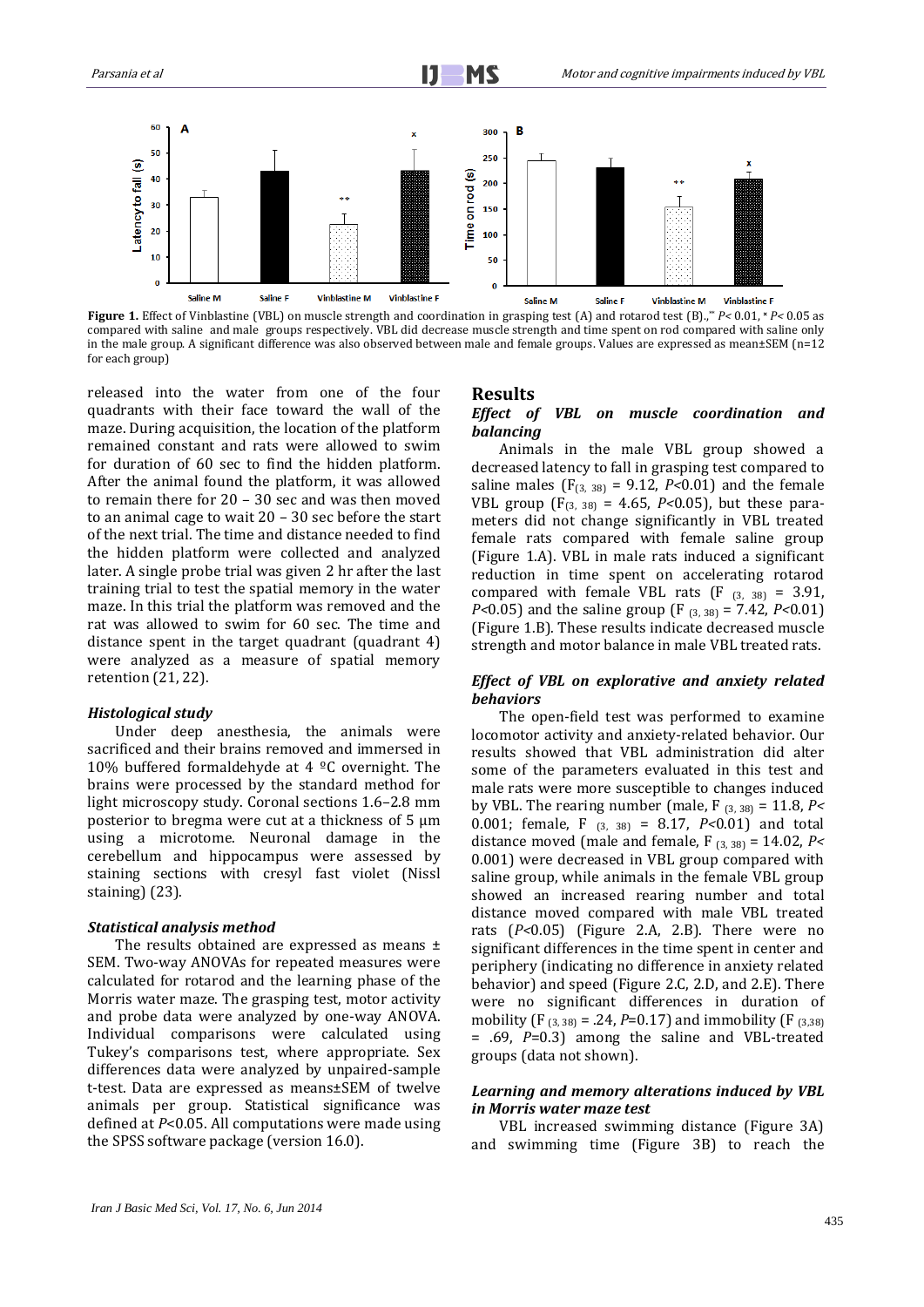**Figure 1.** Effect of Vinblastine (VBL) on muscle strength and coordination in grasping test (A) and rotarod test (B).,** $P< 0.01$, × $P< 0.05$ as compared with saline and male groups respectively. VBL did decrease muscle strength and time spent on rod compared with saline only in the male group. A significant difference was also observed between male and female groups. Values are expressed as mean±SEM (n=12 for each group)

released into the water from one of the four quadrants with their face toward the wall of the maze. During acquisition, the location of the platform remained constant and rats were allowed to swim for duration of 60 sec to find the hidden platform. After the animal found the platform, it was allowed to remain there for 20 – 30 sec and was then moved to an animal cage to wait 20 – 30 sec before the start of the next trial. The time and distance needed to find the hidden platform were collected and analyzed later. A single probe trial was given 2 hr after the last training trial to test the spatial memory in the water maze. In this trial the platform was removed and the rat was allowed to swim for 60 sec. The time and distance spent in the target quadrant (quadrant 4) were analyzed as a measure of spatial memory retention (21, 22).

### *Histological study*

Under deep anesthesia, the animals were sacrificed and their brains removed and immersed in 10% buffered formaldehyde at 4 ºC overnight. The brains were processed by the standard method for light microscopy study. Coronal sections 1.6–2.8 mm posterior to bregma were cut at a thickness of 5 µm using a microtome. Neuronal damage in the cerebellum and hippocampus were assessed by staining sections with cresyl fast violet (Nissl staining) (23).

### *Statistical analysis method*

The results obtained are expressed as means ± SEM. Two-way ANOVAs for repeated measures were calculated for rotarod and the learning phase of the Morris water maze. The grasping test, motor activity and probe data were analyzed by one-way ANOVA. Individual comparisons were calculated using Tukey's comparisons test, where appropriate. Sex differences data were analyzed by unpaired-sample t-test. Data are expressed as means±SEM of twelve animals per group. Statistical significance was defined at $P<0.05$. All computations were made using the SPSS software package (version 16.0).

## Results

### *Effect of VBL on muscle coordination and balancing*

Animals in the male VBL group showed a decreased latency to fall in grasping test compared to saline males ($F_{(3, 38)} = 9.12$, $P<0.01$) and the female VBL group ($F_{(3, 38)} = 4.65$, $P<0.05$), but these parameters did not change significantly in VBL treated female rats compared with female saline group (Figure 1.A). VBL in male rats induced a significant reduction in time spent on accelerating rotarod compared with female VBL rats ($F_{(3, 38)} = 3.91$, $P<0.05$) and the saline group ($F_{(3, 38)} = 7.42$, $P<0.01$) (Figure 1.B). These results indicate decreased muscle strength and motor balance in male VBL treated rats.

### *Effect of VBL on explorative and anxiety related behaviors*

The open-field test was performed to examine locomotor activity and anxiety-related behavior. Our results showed that VBL administration did alter some of the parameters evaluated in this test and male rats were more susceptible to changes induced by VBL. The rearing number (male, $F_{(3, 38)} = 11.8$, $P< 0.001$; female, $F_{(3, 38)} = 8.17$, $P<0.01$) and total distance moved (male and female, $F_{(3, 38)} = 14.02$, $P< 0.001$) were decreased in VBL group compared with saline group, while animals in the female VBL group showed an increased rearing number and total distance moved compared with male VBL treated rats ($P<0.05$) (Figure 2.A, 2.B). There were no significant differences in the time spent in center and periphery (indicating no difference in anxiety related behavior) and speed (Figure 2.C, 2.D, and 2.E). There were no significant differences in duration of mobility ($F_{(3, 38)} = .24$, $P=0.17$) and immobility ($F_{(3,38)} = .69$, $P=0.3$) among the saline and VBL-treated groups (data not shown).

### *Learning and memory alterations induced by VBL in Morris water maze test*

VBL increased swimming distance (Figure 3A) and swimming time (Figure 3B) to reach the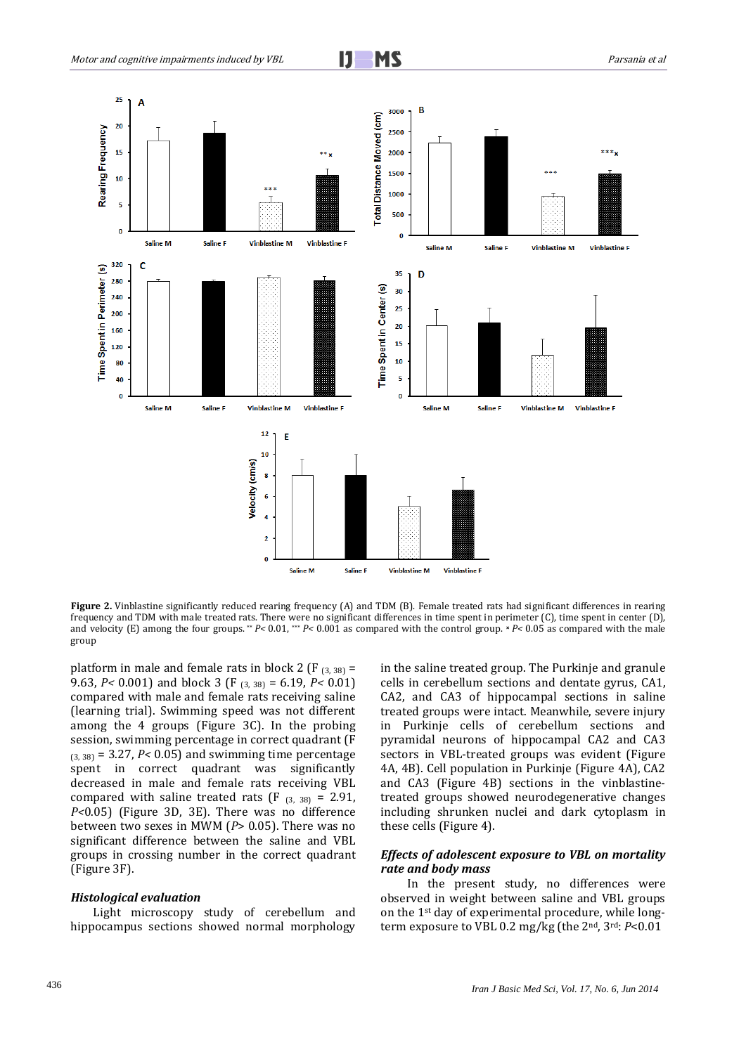**Figure 2.** Vinblastine significantly reduced rearing frequency (A) and TDM (B). Female treated rats had significant differences in rearing frequency and TDM with male treated rats. There were no significant differences in time spent in perimeter (C), time spent in center (D), and velocity (E) among the four groups. ** $P< 0.01$, *** $P< 0.001$ as compared with the control group. ˣ $P< 0.05$ as compared with the male group

platform in male and female rats in block 2 ($F_{(3, 38)} = 9.63$, $P< 0.001$) and block 3 ($F_{(3, 38)} = 6.19$, $P< 0.01$) compared with male and female rats receiving saline (learning trial). Swimming speed was not different among the 4 groups (Figure 3C). In the probing session, swimming percentage in correct quadrant ($F_{(3, 38)} = 3.27$, $P< 0.05$) and swimming time percentage spent in correct quadrant was significantly decreased in male and female rats receiving VBL compared with saline treated rats ($F_{(3, 38)} = 2.91$, $P<0.05$) (Figure 3D, 3E). There was no difference between two sexes in MWM ($P> 0.05$). There was no significant difference between the saline and VBL groups in crossing number in the correct quadrant (Figure 3F).

### *Histological evaluation*

Light microscopy study of cerebellum and hippocampus sections showed normal morphology in the saline treated group. The Purkinje and granule cells in cerebellum sections and dentate gyrus, CA1, CA2, and CA3 of hippocampal sections in saline treated groups were intact. Meanwhile, severe injury in Purkinje cells of cerebellum sections and pyramidal neurons of hippocampal CA2 and CA3 sectors in VBL-treated groups was evident (Figure 4A, 4B). Cell population in Purkinje (Figure 4A), CA2 and CA3 (Figure 4B) sections in the vinblastine-treated groups showed neurodegenerative changes including shrunken nuclei and dark cytoplasm in these cells (Figure 4).

### *Effects of adolescent exposure to VBL on mortality rate and body mass*

In the present study, no differences were observed in weight between saline and VBL groups on the 1st day of experimental procedure, while long-term exposure to VBL 0.2 mg/kg (the 2nd, 3rd: $P<0.01$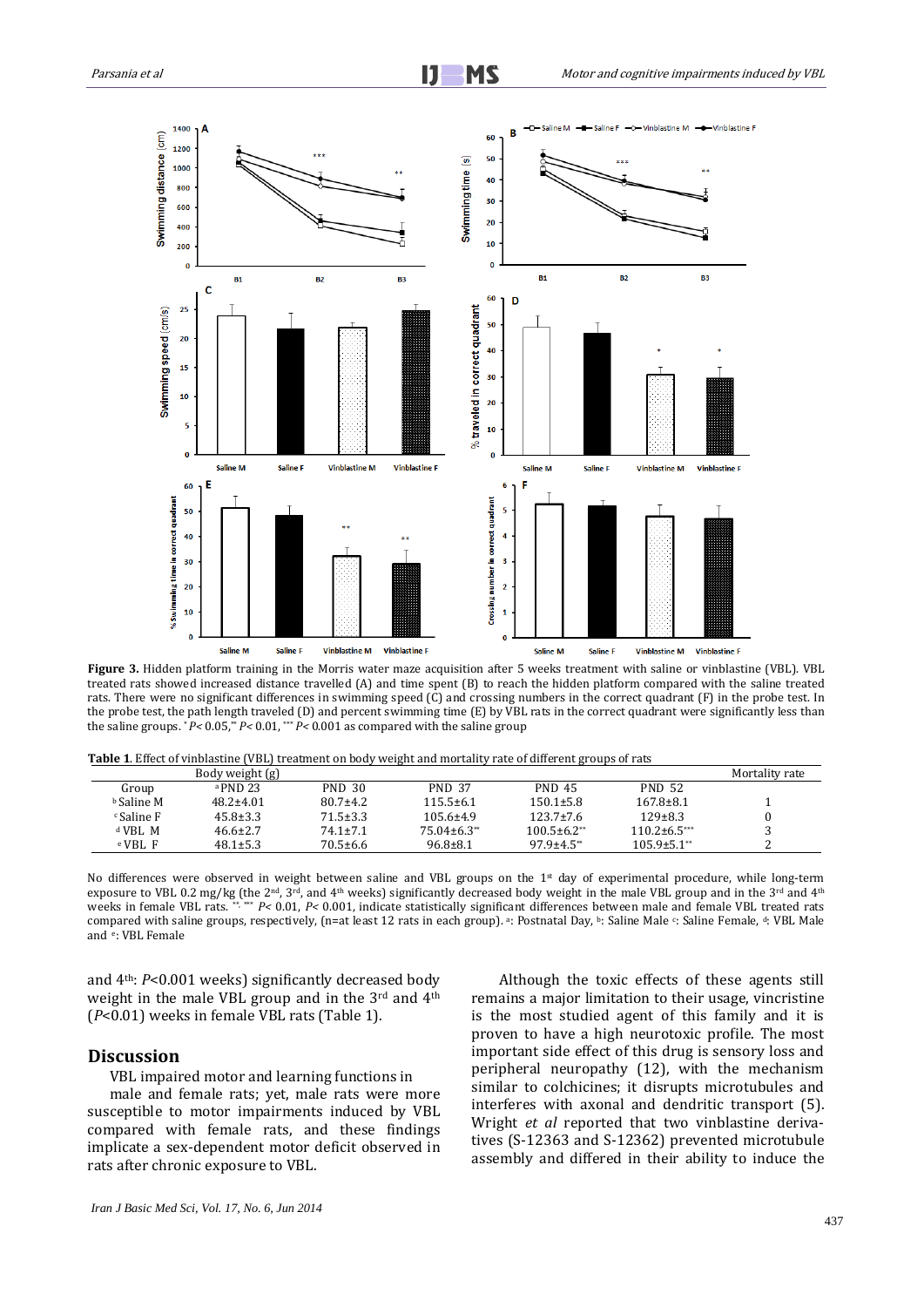**Figure 3.** Hidden platform training in the Morris water maze acquisition after 5 weeks treatment with saline or vinblastine (VBL). VBL treated rats showed increased distance traveled (A) and time spent (B) to reach the hidden platform compared with the saline treated rats. There were no significant differences in swimming speed (C) and crossing numbers in the correct quadrant (F) in the probe test. In the probe test, the path length traveled (D) and percent swimming time (E) by VBL rats in the correct quadrant were significantly less than the saline groups. $^{*}P< 0.05$, $^{**}P< 0.01$, $^{***}P< 0.001$ as compared with the saline group

**Table 1.** Effect of vinblastine (VBL) treatment on body weight and mortality rate of different groups of rats

| | Body weight (g) | | | | | Mortality rate |
|---|---|---|---|---|---|---|
| Group | [a]PND 23 | PND 30 | PND 37 | PND 45 | PND 52 | |
| [b]Saline M | 48.2±4.01 | 80.7±4.2 | 115.5±6.1 | 150.1±5.8 | 167.8±8.1 | 1 |
| [c]Saline F | 45.8±3.3 | 71.5±3.3 | 105.6±4.9 | 123.7±7.6 | 129±8.3 | 0 |
| [d]VBL M | 46.6±2.7 | 74.1±7.1 | 75.04±6.3** | 100.5±6.2** | 110.2±6.5*** | 3 |
| [e]VBL F | 48.1±5.3 | 70.5±6.6 | 96.8±8.1 | 97.9±4.5** | 105.9±5.1** | 2 |

No differences were observed in weight between saline and VBL groups on the 1st day of experimental procedure, while long-term exposure to VBL 0.2 mg/kg (the 2nd, 3rd, and 4th weeks) significantly decreased body weight in the male VBL group and in the 3rd and 4th weeks in female VBL rats. **, *** $P< 0.01$, $P< 0.001$, indicate statistically significant differences between male and female VBL treated rats compared with saline groups, respectively, (n=at least 12 rats in each group). [a]: Postnatal Day, [b]: Saline Male [c]: Saline Female, [d]: VBL Male and [e]: VBL Female

and 4th: $P$<0.001 weeks) significantly decreased body weight in the male VBL group and in the 3rd and 4th ($P$<0.01) weeks in female VBL rats (Table 1).

## Discussion

VBL impaired motor and learning functions in male and female rats; yet, male rats were more susceptible to motor impairments induced by VBL compared with female rats, and these findings implicate a sex-dependent motor deficit observed in rats after chronic exposure to VBL.

Although the toxic effects of these agents still remains a major limitation to their usage, vincristine is the most studied agent of this family and it is proven to have a high neurotoxic profile. The most important side effect of this drug is sensory loss and peripheral neuropathy (12), with the mechanism similar to colchicines; it disrupts microtubules and interferes with axonal and dendritic transport (5). Wright *et al* reported that two vinblastine derivatives (S-12363 and S-12362) prevented microtubule assembly and differed in their ability to induce the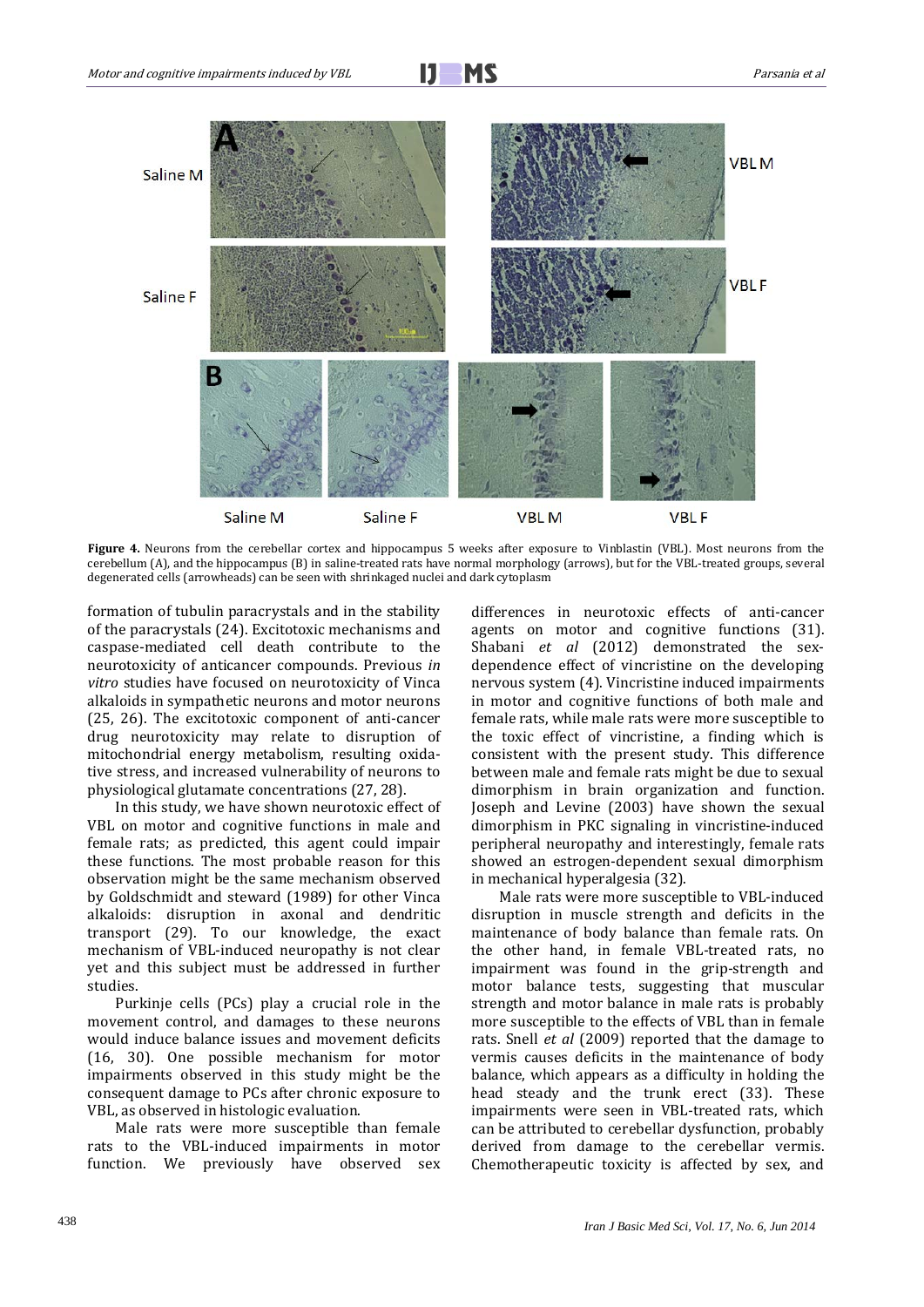**Figure 4.** Neurons from the cerebellar cortex and hippocampus 5 weeks after exposure to Vinblastin (VBL). Most neurons from the cerebellum (A), and the hippocampus (B) in saline-treated rats have normal morphology (arrows), but for the VBL-treated groups, several degenerated cells (arrowheads) can be seen with shrinkaged nuclei and dark cytoplasm

formation of tubulin paracrystals and in the stability of the paracrystals (24). Excitotoxic mechanisms and caspase-mediated cell death contribute to the neurotoxicity of anticancer compounds. Previous *in vitro* studies have focused on neurotoxicity of Vinca alkaloids in sympathetic neurons and motor neurons (25, 26). The excitotoxic component of anti-cancer drug neurotoxicity may relate to disruption of mitochondrial energy metabolism, resulting oxidative stress, and increased vulnerability of neurons to physiological glutamate concentrations (27, 28).

In this study, we have shown neurotoxic effect of VBL on motor and cognitive functions in male and female rats; as predicted, this agent could impair these functions. The most probable reason for this observation might be the same mechanism observed by Goldschmidt and steward (1989) for other Vinca alkaloids: disruption in axonal and dendritic transport (29). To our knowledge, the exact mechanism of VBL-induced neuropathy is not clear yet and this subject must be addressed in further studies.

Purkinje cells (PCs) play a crucial role in the movement control, and damages to these neurons would induce balance issues and movement deficits (16, 30). One possible mechanism for motor impairments observed in this study might be the consequent damage to PCs after chronic exposure to VBL, as observed in histologic evaluation.

Male rats were more susceptible than female rats to the VBL-induced impairments in motor function. We previously have observed sex differences in neurotoxic effects of anti-cancer agents on motor and cognitive functions (31). Shabani *et al* (2012) demonstrated the sex-dependence effect of vincristine on the developing nervous system (4). Vincristine induced impairments in motor and cognitive functions of both male and female rats, while male rats were more susceptible to the toxic effect of vincristine, a finding which is consistent with the present study. This difference between male and female rats might be due to sexual dimorphism in brain organization and function. Joseph and Levine (2003) have shown the sexual dimorphism in PKC signaling in vincristine-induced peripheral neuropathy and interestingly, female rats showed an estrogen-dependent sexual dimorphism in mechanical hyperalgesia (32).

Male rats were more susceptible to VBL-induced disruption in muscle strength and deficits in the maintenance of body balance than female rats. On the other hand, in female VBL-treated rats, no impairment was found in the grip-strength and motor balance tests, suggesting that muscular strength and motor balance in male rats is probably more susceptible to the effects of VBL than in female rats. Snell *et al* (2009) reported that the damage to vermis causes deficits in the maintenance of body balance, which appears as a difficulty in holding the head steady and the trunk erect (33). These impairments were seen in VBL-treated rats, which can be attributed to cerebellar dysfunction, probably derived from damage to the cerebellar vermis. Chemotherapeutic toxicity is affected by sex, and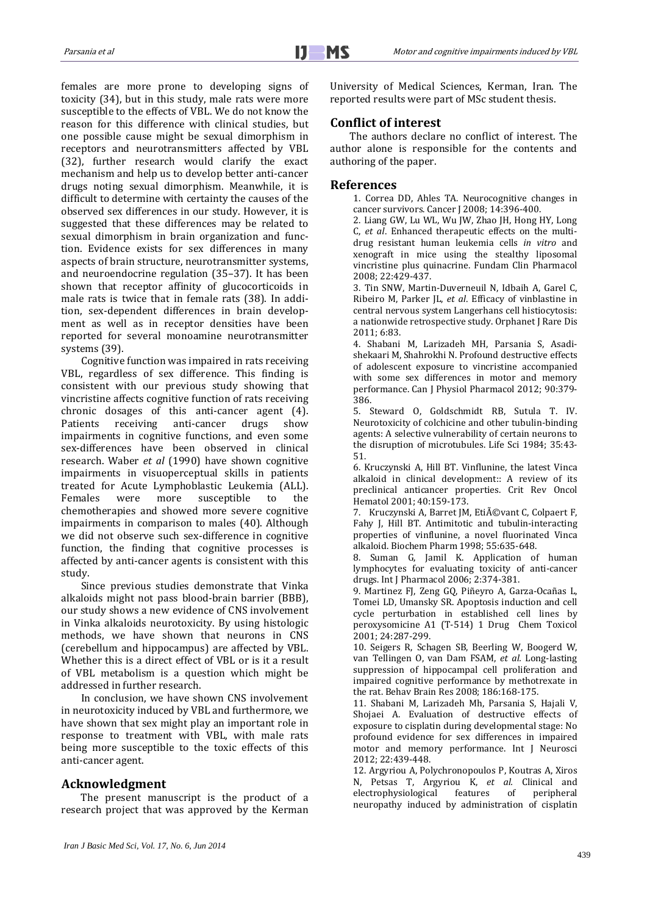females are more prone to developing signs of toxicity (34), but in this study, male rats were more susceptible to the effects of VBL. We do not know the reason for this difference with clinical studies, but one possible cause might be sexual dimorphism in receptors and neurotransmitters affected by VBL (32), further research would clarify the exact mechanism and help us to develop better anti-cancer drugs noting sexual dimorphism. Meanwhile, it is difficult to determine with certainty the causes of the observed sex differences in our study. However, it is suggested that these differences may be related to sexual dimorphism in brain organization and function. Evidence exists for sex differences in many aspects of brain structure, neurotransmitter systems, and neuroendocrine regulation (35–37). It has been shown that receptor affinity of glucocorticoids in male rats is twice that in female rats (38). In addition, sex-dependent differences in brain development as well as in receptor densities have been reported for several monoamine neurotransmitter systems (39).

Cognitive function was impaired in rats receiving VBL, regardless of sex difference. This finding is consistent with our previous study showing that vincristine affects cognitive function of rats receiving chronic dosages of this anti-cancer agent (4). Patients receiving anti-cancer drugs show impairments in cognitive functions, and even some sex-differences have been observed in clinical research. Waber *et al* (1990) have shown cognitive impairments in visuoperceptual skills in patients treated for Acute Lymphoblastic Leukemia (ALL). Females were more susceptible to the chemotherapies and showed more severe cognitive impairments in comparison to males (40). Although we did not observe such sex-difference in cognitive function, the finding that cognitive processes is affected by anti-cancer agents is consistent with this study.

Since previous studies demonstrate that Vinka alkaloids might not pass blood-brain barrier (BBB), our study shows a new evidence of CNS involvement in Vinka alkaloids neurotoxicity. By using histologic methods, we have shown that neurons in CNS (cerebellum and hippocampus) are affected by VBL. Whether this is a direct effect of VBL or is it a result of VBL metabolism is a question which might be addressed in further research.

In conclusion, we have shown CNS involvement in neurotoxicity induced by VBL and furthermore, we have shown that sex might play an important role in response to treatment with VBL, with male rats being more susceptible to the toxic effects of this anti-cancer agent.

## Acknowledgment

The present manuscript is the product of a research project that was approved by the Kerman University of Medical Sciences, Kerman, Iran. The reported results were part of MSc student thesis.

## Conflict of interest

The authors declare no conflict of interest. The author alone is responsible for the contents and authoring of the paper.

## References

1. Correa DD, Ahles TA. Neurocognitive changes in cancer survivors. Cancer J 2008; 14:396-400.
2. Liang GW, Lu WL, Wu JW, Zhao JH, Hong HY, Long C, *et al*. Enhanced therapeutic effects on the multi-drug resistant human leukemia cells *in vitro* and xenograft in mice using the stealthy liposomal vincristine plus quinacrine. Fundam Clin Pharmacol 2008; 22:429-437.
3. Tin SNW, Martin-Duverneuil N, Idbaih A, Garel C, Ribeiro M, Parker JL, *et al*. Efficacy of vinblastine in central nervous system Langerhans cell histiocytosis: a nationwide retrospective study. Orphanet J Rare Dis 2011; 6:83.
4. Shabani M, Larizadeh MH, Parsania S, Asadi-shekaari M, Shahrokhi N. Profound destructive effects of adolescent exposure to vincristine accompanied with some sex differences in motor and memory performance. Can J Physiol Pharmacol 2012; 90:379-386.
5. Steward O, Goldschmidt RB, Sutula T. IV. Neurotoxicity of colchicine and other tubulin-binding agents: A selective vulnerability of certain neurons to the disruption of microtubules. Life Sci 1984; 35:43-51.
6. Kruczynski A, Hill BT. Vinflunine, the latest Vinca alkaloid in clinical development:: A review of its preclinical anticancer properties. Crit Rev Oncol Hematol 2001; 40:159-173.
7. Kruczynski A, Barret JM, EtiÃ©vant C, Colpaert F, Fahy J, Hill BT. Antimitotic and tubulin-interacting properties of vinflunine, a novel fluorinated Vinca alkaloid. Biochem Pharm 1998; 55:635-648.
8. Suman G, Jamil K. Application of human lymphocytes for evaluating toxicity of anti-cancer drugs. Int J Pharmacol 2006; 2:374-381.
9. Martinez FJ, Zeng GQ, Piñeyro A, Garza-Ocañas L, Tomei LD, Umansky SR. Apoptosis induction and cell cycle perturbation in established cell lines by peroxysomicine A1 (T-514) 1 Drug Chem Toxicol 2001; 24:287-299.
10. Seigers R, Schagen SB, Beerling W, Boogerd W, van Tellingen O, van Dam FSAM, *et al.* Long-lasting suppression of hippocampal cell proliferation and impaired cognitive performance by methotrexate in the rat. Behav Brain Res 2008; 186:168-175.
11. Shabani M, Larizadeh Mh, Parsania S, Hajali V, Shojaei A. Evaluation of destructive effects of exposure to cisplatin during developmental stage: No profound evidence for sex differences in impaired motor and memory performance. Int J Neurosci 2012; 22:439-448.
12. Argyriou A, Polychronopoulos P, Koutras A, Xiros N, Petsas T, Argyriou K, *et al.* Clinical and electrophysiological features of peripheral neuropathy induced by administration of cisplatin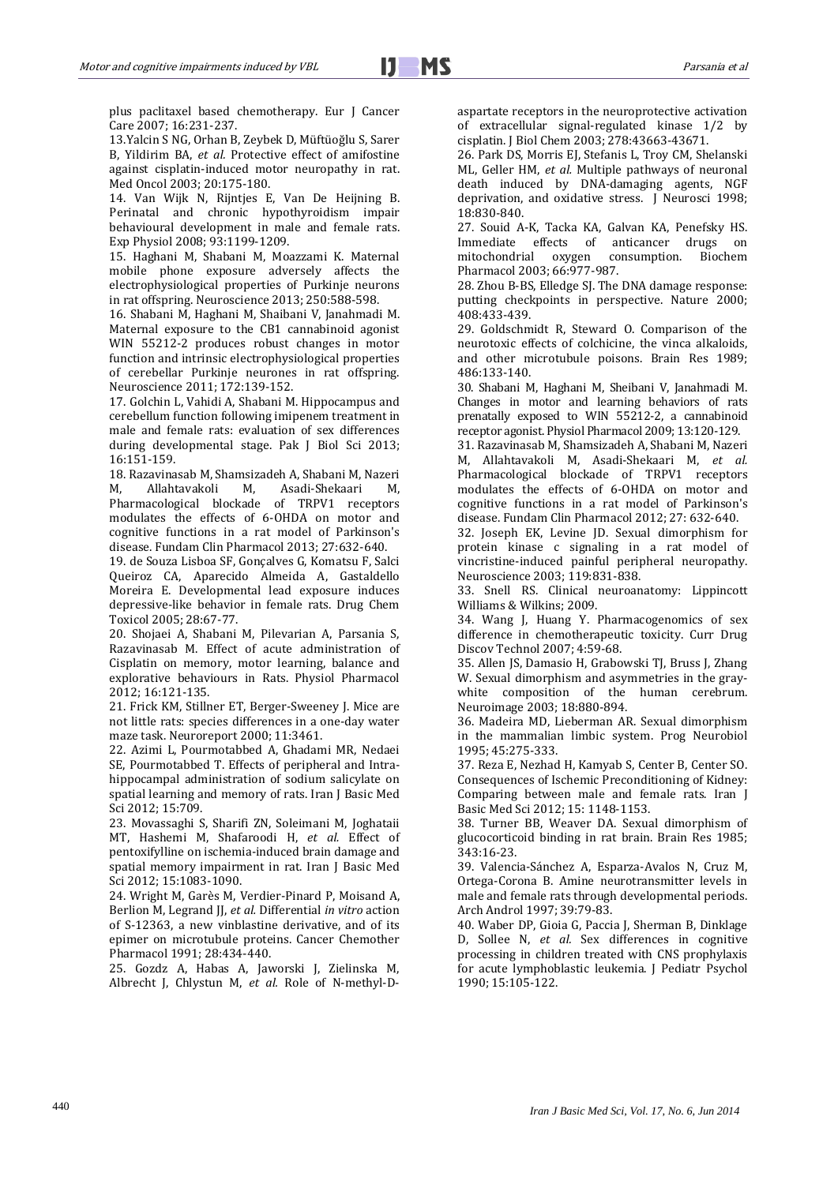plus paclitaxel based chemotherapy. Eur J Cancer Care 2007; 16:231-237.

13. Yalcin S NG, Orhan B, Zeybek D, Müftüoğlu S, Sarer B, Yildirim BA, *et al.* Protective effect of amifostine against cisplatin-induced motor neuropathy in rat. Med Oncol 2003; 20:175-180.

14. Van Wijk N, Rijntjes E, Van De Heijning B. Perinatal and chronic hypothyroidism impair behavioural development in male and female rats. Exp Physiol 2008; 93:1199-1209.

15. Haghani M, Shabani M, Moazzami K. Maternal mobile phone exposure adversely affects the electrophysiological properties of Purkinje neurons in rat offspring. Neuroscience 2013; 250:588-598.

16. Shabani M, Haghani M, Shaibani V, Janahmadi M. Maternal exposure to the CB1 cannabinoid agonist WIN 55212-2 produces robust changes in motor function and intrinsic electrophysiological properties of cerebellar Purkinje neurones in rat offspring. Neuroscience 2011; 172:139-152.

17. Golchin L, Vahidi A, Shabani M. Hippocampus and cerebellum function following imipenem treatment in male and female rats: evaluation of sex differences during developmental stage. Pak J Biol Sci 2013; 16:151-159.

18. Razavinasab M, Shamsizadeh A, Shabani M, Nazeri M, Allahtavakoli M, Asadi-Shekaari M, Pharmacological blockade of TRPV1 receptors modulates the effects of 6-OHDA on motor and cognitive functions in a rat model of Parkinson's disease. Fundam Clin Pharmacol 2013; 27:632-640.

19. de Souza Lisboa SF, Gonçalves G, Komatsu F, Salci Queiroz CA, Aparecido Almeida A, Gastaldello Moreira E. Developmental lead exposure induces depressive-like behavior in female rats. Drug Chem Toxicol 2005; 28:67-77.

20. Shojaei A, Shabani M, Pilevarian A, Parsania S, Razavinasab M. Effect of acute administration of Cisplatin on memory, motor learning, balance and explorative behaviours in Rats. Physiol Pharmacol 2012; 16:121-135.

21. Frick KM, Stillner ET, Berger-Sweeney J. Mice are not little rats: species differences in a one-day water maze task. Neuroreport 2000; 11:3461.

22. Azimi L, Pourmotabbed A, Ghadami MR, Nedaei SE, Pourmotabbed T. Effects of peripheral and Intra-hippocampal administration of sodium salicylate on spatial learning and memory of rats. Iran J Basic Med Sci 2012; 15:709.

23. Movassaghi S, Sharifi ZN, Soleimani M, Joghataii MT, Hashemi M, Shafaroodi H, *et al.* Effect of pentoxifylline on ischemia-induced brain damage and spatial memory impairment in rat. Iran J Basic Med Sci 2012; 15:1083-1090.

24. Wright M, Garès M, Verdier-Pinard P, Moisand A, Berlion M, Legrand JJ, *et al.* Differential *in vitro* action of S-12363, a new vinblastine derivative, and of its epimer on microtubule proteins. Cancer Chemother Pharmacol 1991; 28:434-440.

25. Gozdz A, Habas A, Jaworski J, Zielinska M, Albrecht J, Chlystun M, *et al.* Role of N-methyl-D-aspartate receptors in the neuroprotective activation of extracellular signal-regulated kinase 1/2 by cisplatin. J Biol Chem 2003; 278:43663-43671.

26. Park DS, Morris EJ, Stefanis L, Troy CM, Shelanski ML, Geller HM, *et al.* Multiple pathways of neuronal death induced by DNA-damaging agents, NGF deprivation, and oxidative stress. J Neurosci 1998; 18:830-840.

27. Souid A-K, Tacka KA, Galvan KA, Penefsky HS. Immediate effects of anticancer drugs on mitochondrial oxygen consumption. Biochem Pharmacol 2003; 66:977-987.

28. Zhou B-BS, Elledge SJ. The DNA damage response: putting checkpoints in perspective. Nature 2000; 408:433-439.

29. Goldschmidt R, Steward O. Comparison of the neurotoxic effects of colchicine, the vinca alkaloids, and other microtubule poisons. Brain Res 1989; 486:133-140.

30. Shabani M, Haghani M, Sheibani V, Janahmadi M. Changes in motor and learning behaviors of rats prenatally exposed to WIN 55212-2, a cannabinoid receptor agonist. Physiol Pharmacol 2009; 13:120-129.

31. Razavinasab M, Shamsizadeh A, Shabani M, Nazeri M, Allahtavakoli M, Asadi-Shekaari M, *et al.* Pharmacological blockade of TRPV1 receptors modulates the effects of 6-OHDA on motor and cognitive functions in a rat model of Parkinson's disease. Fundam Clin Pharmacol 2012; 27: 632-640.

32. Joseph EK, Levine JD. Sexual dimorphism for protein kinase c signaling in a rat model of vincristine-induced painful peripheral neuropathy. Neuroscience 2003; 119:831-838.

33. Snell RS. Clinical neuroanatomy: Lippincott Williams & Wilkins; 2009.

34. Wang J, Huang Y. Pharmacogenomics of sex difference in chemotherapeutic toxicity. Curr Drug Discov Technol 2007; 4:59-68.

35. Allen JS, Damasio H, Grabowski TJ, Bruss J, Zhang W. Sexual dimorphism and asymmetries in the gray-white composition of the human cerebrum. Neuroimage 2003; 18:880-894.

36. Madeira MD, Lieberman AR. Sexual dimorphism in the mammalian limbic system. Prog Neurobiol 1995; 45:275-333.

37. Reza E, Nezhad H, Kamyab S, Center B, Center SO. Consequences of Ischemic Preconditioning of Kidney: Comparing between male and female rats. Iran J Basic Med Sci 2012; 15: 1148-1153.

38. Turner BB, Weaver DA. Sexual dimorphism of glucocorticoid binding in rat brain. Brain Res 1985; 343:16-23.

39. Valencia-Sánchez A, Esparza-Avalos N, Cruz M, Ortega-Corona B. Amine neurotransmitter levels in male and female rats through developmental periods. Arch Androl 1997; 39:79-83.

40. Waber DP, Gioia G, Paccia J, Sherman B, Dinklage D, Sollee N, *et al.* Sex differences in cognitive processing in children treated with CNS prophylaxis for acute lymphoblastic leukemia. J Pediatr Psychol 1990; 15:105-122.